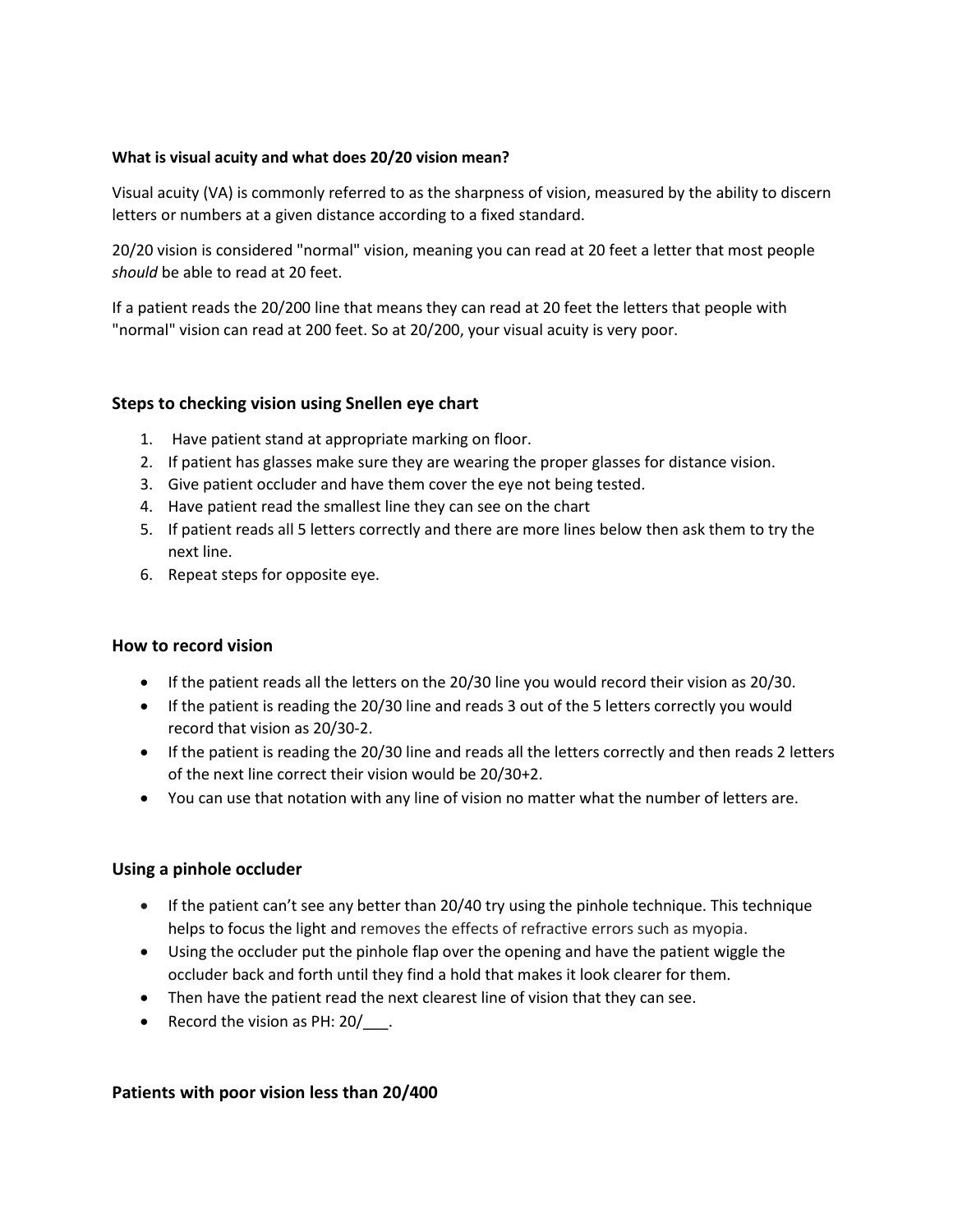**What is visual acuity and what does 20/20 vision mean?**

Visual acuity (VA) is commonly referred to as the sharpness of vision, measured by the ability to discern letters or numbers at a given distance according to a fixed standard.

20/20 vision is considered "normal" vision, meaning you can read at 20 feet a letter that most people *should* be able to read at 20 feet.

If a patient reads the 20/200 line that means they can read at 20 feet the letters that people with "normal" vision can read at 200 feet. So at 20/200, your visual acuity is very poor.

## Steps to checking vision using Snellen eye chart

1. Have patient stand at appropriate marking on floor.
2. If patient has glasses make sure they are wearing the proper glasses for distance vision.
3. Give patient occluder and have them cover the eye not being tested.
4. Have patient read the smallest line they can see on the chart
5. If patient reads all 5 letters correctly and there are more lines below then ask them to try the next line.
6. Repeat steps for opposite eye.

## How to record vision

- If the patient reads all the letters on the 20/30 line you would record their vision as 20/30.
- If the patient is reading the 20/30 line and reads 3 out of the 5 letters correctly you would record that vision as 20/30-2.
- If the patient is reading the 20/30 line and reads all the letters correctly and then reads 2 letters of the next line correct their vision would be 20/30+2.
- You can use that notation with any line of vision no matter what the number of letters are.

## Using a pinhole occluder

- If the patient can't see any better than 20/40 try using the pinhole technique. This technique helps to focus the light and removes the effects of refractive errors such as myopia.
- Using the occluder put the pinhole flap over the opening and have the patient wiggle the occluder back and forth until they find a hold that makes it look clearer for them.
- Then have the patient read the next clearest line of vision that they can see.
- Record the vision as PH: 20/___.

## Patients with poor vision less than 20/400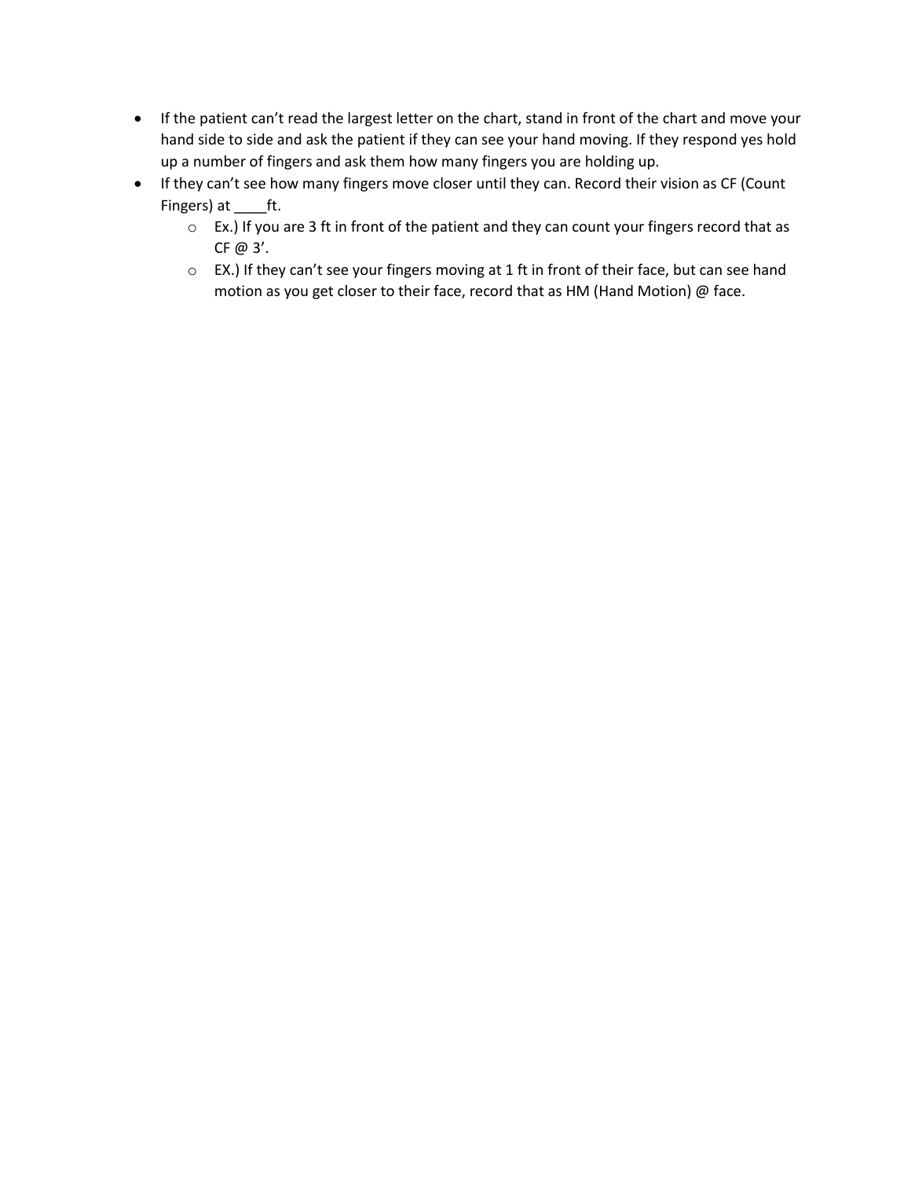- If the patient can't read the largest letter on the chart, stand in front of the chart and move your hand side to side and ask the patient if they can see your hand moving. If they respond yes hold up a number of fingers and ask them how many fingers you are holding up.
- If they can't see how many fingers move closer until they can. Record their vision as CF (Count Fingers) at ____ft.
    - Ex.) If you are 3 ft in front of the patient and they can count your fingers record that as CF @ 3'.
    - EX.) If they can't see your fingers moving at 1 ft in front of their face, but can see hand motion as you get closer to their face, record that as HM (Hand Motion) @ face.